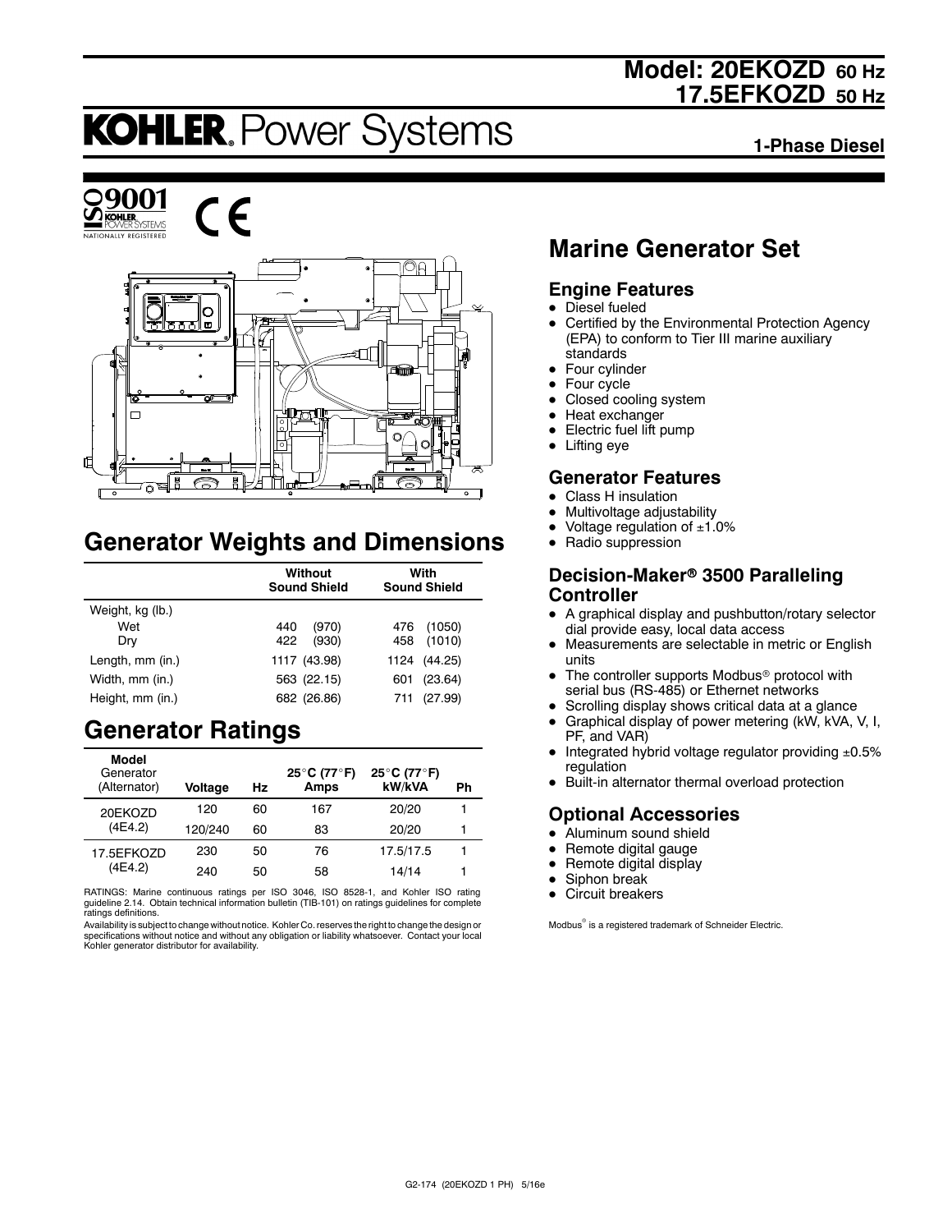# Model: 20EKOZD 60 Hz
# 17.5EFKOZD 50 Hz

**KOHLER. Power Systems**

**1-Phase Diesel**

# Marine Generator Set

### Engine Features

- Diesel fueled
- Certified by the Environmental Protection Agency (EPA) to conform to Tier III marine auxiliary standards
- Four cylinder
- Four cycle
- Closed cooling system
- Heat exchanger
- Electric fuel lift pump
- Lifting eye

### Generator Features

- Class H insulation
- Multivoltage adjustability
- Voltage regulation of ±1.0%
- Radio suppression

### Decision-Maker® 3500 Paralleling Controller

- A graphical display and pushbutton/rotary selector dial provide easy, local data access
- Measurements are selectable in metric or English units
- The controller supports Modbus® protocol with serial bus (RS-485) or Ethernet networks
- Scrolling display shows critical data at a glance
- Graphical display of power metering (kW, kVA, V, I, PF, and VAR)
- Integrated hybrid voltage regulator providing ±0.5% regulation
- Built-in alternator thermal overload protection

### Optional Accessories

- Aluminum sound shield
- Remote digital gauge
- Remote digital display
- Siphon break
- Circuit breakers

Modbus® is a registered trademark of Schneider Electric.

## Generator Weights and Dimensions

| | Without Sound Shield | With Sound Shield |
|---|---|---|
| Weight, kg (lb.) | | |
| Wet | 440 (970) | 476 (1050) |
| Dry | 422 (930) | 458 (1010) |
| Length, mm (in.) | 1117 (43.98) | 1124 (44.25) |
| Width, mm (in.) | 563 (22.15) | 601 (23.64) |
| Height, mm (in.) | 682 (26.86) | 711 (27.99) |

## Generator Ratings

| Model Generator (Alternator) | Voltage | Hz | 25°C (77°F) Amps | 25°C (77°F) kW/kVA | Ph |
|---|---|---|---|---|---|
| 20EKOZD (4E4.2) | 120 | 60 | 167 | 20/20 | 1 |
| | 120/240 | 60 | 83 | 20/20 | 1 |
| 17.5EFKOZD (4E4.2) | 230 | 50 | 76 | 17.5/17.5 | 1 |
| | 240 | 50 | 58 | 14/14 | 1 |

RATINGS: Marine continuous ratings per ISO 3046, ISO 8528-1, and Kohler ISO rating guideline 2.14. Obtain technical information bulletin (TIB-101) on ratings guidelines for complete ratings definitions.

Availability is subject to change without notice. Kohler Co. reserves the right to change the design or specifications without notice and without any obligation or liability whatsoever. Contact your local Kohler generator distributor for availability.

G2-174 (20EKOZD 1 PH) 5/16e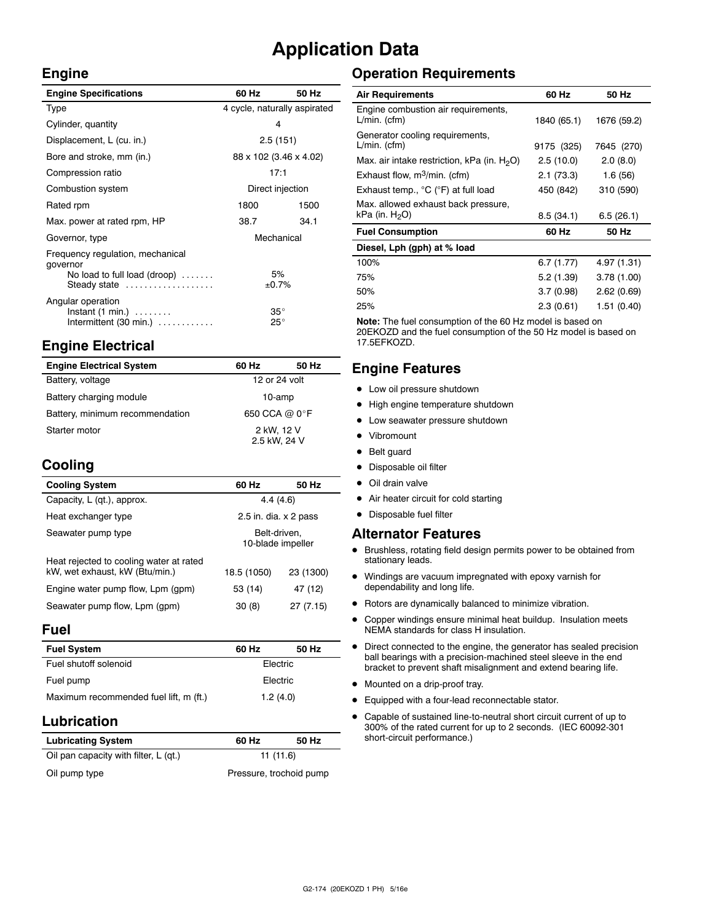# Application Data

## Engine

| Engine Specifications | 60 Hz | 50 Hz |
|---|---|---|
| Type | 4 cycle, naturally aspirated | |
| Cylinder, quantity | 4 | |
| Displacement, L (cu. in.) | 2.5 (151) | |
| Bore and stroke, mm (in.) | 88 x 102 (3.46 x 4.02) | |
| Compression ratio | 17:1 | |
| Combustion system | Direct injection | |
| Rated rpm | 1800 | 1500 |
| Max. power at rated rpm, HP | 38.7 | 34.1 |
| Governor, type | Mechanical | |
| Frequency regulation, mechanical governor | | |
| No load to full load (droop) | 5% | |
| Steady state | ±0.7% | |
| Angular operation | | |
| Instant (1 min.) | 35° | |
| Intermittent (30 min.) | 25° | |

## Engine Electrical

| Engine Electrical System | 60 Hz | 50 Hz |
|---|---|---|
| Battery, voltage | 12 or 24 volt | |
| Battery charging module | 10-amp | |
| Battery, minimum recommendation | 650 CCA @ 0°F | |
| Starter motor | 2 kW, 12 V<br>2.5 kW, 24 V | |

## Cooling

| Cooling System | 60 Hz | 50 Hz |
|---|---|---|
| Capacity, L (qt.), approx. | 4.4 (4.6) | |
| Heat exchanger type | 2.5 in. dia. x 2 pass | |
| Seawater pump type | Belt-driven, 10-blade impeller | |
| Heat rejected to cooling water at rated kW, wet exhaust, kW (Btu/min.) | 18.5 (1050) | 23 (1300) |
| Engine water pump flow, Lpm (gpm) | 53 (14) | 47 (12) |
| Seawater pump flow, Lpm (gpm) | 30 (8) | 27 (7.15) |

## Fuel

| Fuel System | 60 Hz | 50 Hz |
|---|---|---|
| Fuel shutoff solenoid | Electric | |
| Fuel pump | Electric | |
| Maximum recommended fuel lift, m (ft.) | 1.2 (4.0) | |

## Lubrication

| Lubricating System | 60 Hz | 50 Hz |
|---|---|---|
| Oil pan capacity with filter, L (qt.) | 11 (11.6) | |
| Oil pump type | Pressure, trochoid pump | |

## Operation Requirements

| Air Requirements | 60 Hz | 50 Hz |
|---|---|---|
| Engine combustion air requirements, L/min. (cfm) | 1840 (65.1) | 1676 (59.2) |
| Generator cooling requirements, L/min. (cfm) | 9175 (325) | 7645 (270) |
| Max. air intake restriction, kPa (in. $H_2O$) | 2.5 (10.0) | 2.0 (8.0) |
| Exhaust flow, $m^3$/min. (cfm) | 2.1 (73.3) | 1.6 (56) |
| Exhaust temp., °C (°F) at full load | 450 (842) | 310 (590) |
| Max. allowed exhaust back pressure, kPa (in. $H_2O$) | 8.5 (34.1) | 6.5 (26.1) |

| Fuel Consumption | 60 Hz | 50 Hz |
|---|---|---|
| **Diesel, Lph (gph) at % load** | | |
| 100% | 6.7 (1.77) | 4.97 (1.31) |
| 75% | 5.2 (1.39) | 3.78 (1.00) |
| 50% | 3.7 (0.98) | 2.62 (0.69) |
| 25% | 2.3 (0.61) | 1.51 (0.40) |

**Note:** The fuel consumption of the 60 Hz model is based on 20EKOZD and the fuel consumption of the 50 Hz model is based on 17.5EFKOZD.

## Engine Features

- Low oil pressure shutdown
- High engine temperature shutdown
- Low seawater pressure shutdown
- Vibromount
- Belt guard
- Disposable oil filter
- Oil drain valve
- Air heater circuit for cold starting
- Disposable fuel filter

## Alternator Features

- Brushless, rotating field design permits power to be obtained from stationary leads.
- Windings are vacuum impregnated with epoxy varnish for dependability and long life.
- Rotors are dynamically balanced to minimize vibration.
- Copper windings ensure minimal heat buildup. Insulation meets NEMA standards for class H insulation.
- Direct connected to the engine, the generator has sealed precision ball bearings with a precision-machined steel sleeve in the end bracket to prevent shaft misalignment and extend bearing life.
- Mounted on a drip-proof tray.
- Equipped with a four-lead reconnectable stator.
- Capable of sustained line-to-neutral short circuit current of up to 300% of the rated current for up to 2 seconds. (IEC 60092-301 short-circuit performance.)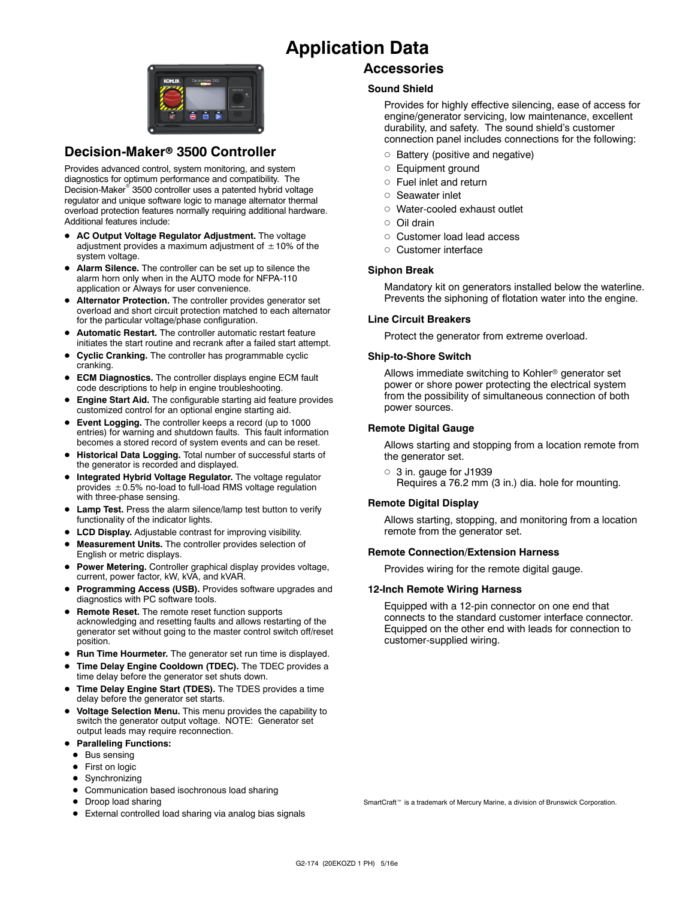# Application Data

## Decision-Maker® 3500 Controller

Provides advanced control, system monitoring, and system diagnostics for optimum performance and compatibility. The Decision-Maker® 3500 controller uses a patented hybrid voltage regulator and unique software logic to manage alternator thermal overload protection features normally requiring additional hardware. Additional features include:

- **AC Output Voltage Regulator Adjustment.** The voltage adjustment provides a maximum adjustment of ±10% of the system voltage.
- **Alarm Silence.** The controller can be set up to silence the alarm horn only when in the AUTO mode for NFPA-110 application or Always for user convenience.
- **Alternator Protection.** The controller provides generator set overload and short circuit protection matched to each alternator for the particular voltage/phase configuration.
- **Automatic Restart.** The controller automatic restart feature initiates the start routine and recrank after a failed start attempt.
- **Cyclic Cranking.** The controller has programmable cyclic cranking.
- **ECM Diagnostics.** The controller displays engine ECM fault code descriptions to help in engine troubleshooting.
- **Engine Start Aid.** The configurable starting aid feature provides customized control for an optional engine starting aid.
- **Event Logging.** The controller keeps a record (up to 1000 entries) for warning and shutdown faults. This fault information becomes a stored record of system events and can be reset.
- **Historical Data Logging.** Total number of successful starts of the generator is recorded and displayed.
- **Integrated Hybrid Voltage Regulator.** The voltage regulator provides ±0.5% no-load to full-load RMS voltage regulation with three-phase sensing.
- **Lamp Test.** Press the alarm silence/lamp test button to verify functionality of the indicator lights.
- **LCD Display.** Adjustable contrast for improving visibility.
- **Measurement Units.** The controller provides selection of English or metric displays.
- **Power Metering.** Controller graphical display provides voltage, current, power factor, kW, kVA, and kVAR.
- **Programming Access (USB).** Provides software upgrades and diagnostics with PC software tools.
- **Remote Reset.** The remote reset function supports acknowledging and resetting faults and allows restarting of the generator set without going to the master control switch off/reset position.
- **Run Time Hourmeter.** The generator set run time is displayed.
- **Time Delay Engine Cooldown (TDEC).** The TDEC provides a time delay before the generator set shuts down.
- **Time Delay Engine Start (TDES).** The TDES provides a time delay before the generator set starts.
- **Voltage Selection Menu.** This menu provides the capability to switch the generator output voltage. NOTE: Generator set output leads may require reconnection.
- **Paralleling Functions:**
  - Bus sensing
  - First on logic
  - Synchronizing
  - Communication based isochronous load sharing
  - Droop load sharing
  - External controlled load sharing via analog bias signals

## Accessories

### Sound Shield

Provides for highly effective silencing, ease of access for engine/generator servicing, low maintenance, excellent durability, and safety. The sound shield's customer connection panel includes connections for the following:

- Battery (positive and negative)
- Equipment ground
- Fuel inlet and return
- Seawater inlet
- Water-cooled exhaust outlet
- Oil drain
- Customer load lead access
- Customer interface

### Siphon Break

Mandatory kit on generators installed below the waterline. Prevents the siphoning of flotation water into the engine.

### Line Circuit Breakers

Protect the generator from extreme overload.

### Ship-to-Shore Switch

Allows immediate switching to Kohler® generator set power or shore power protecting the electrical system from the possibility of simultaneous connection of both power sources.

### Remote Digital Gauge

Allows starting and stopping from a location remote from the generator set.

- 3 in. gauge for J1939
  Requires a 76.2 mm (3 in.) dia. hole for mounting.

### Remote Digital Display

Allows starting, stopping, and monitoring from a location remote from the generator set.

### Remote Connection/Extension Harness

Provides wiring for the remote digital gauge.

### 12-Inch Remote Wiring Harness

Equipped with a 12-pin connector on one end that connects to the standard customer interface connector. Equipped on the other end with leads for connection to customer-supplied wiring.

SmartCraft™ is a trademark of Mercury Marine, a division of Brunswick Corporation.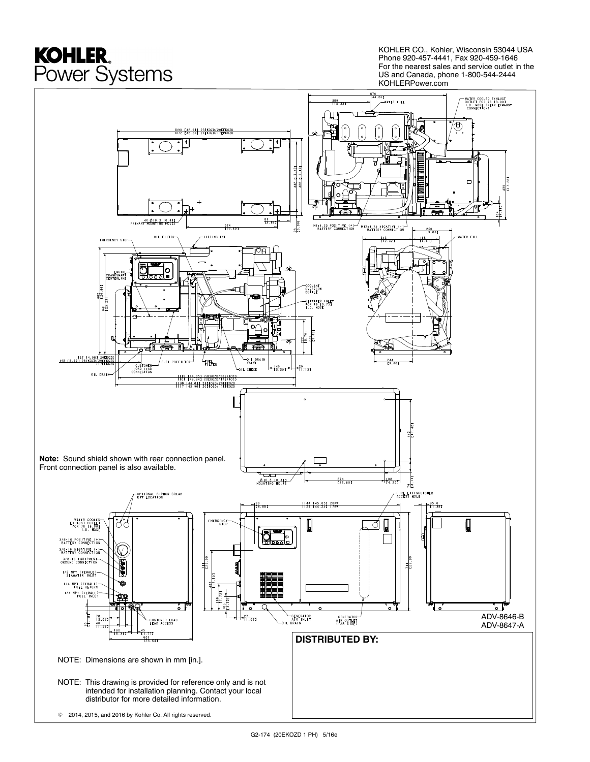KOHLER CO., Kohler, Wisconsin 53044 USA
Phone 920-457-4441, Fax 920-459-1646
For the nearest sales and service outlet in the US and Canada, phone 1-800-544-2444
KOHLERPower.com

**Note:** Sound shield shown with rear connection panel. Front connection panel is also available.

ADV-8646-B
ADV-8647-A

**DISTRIBUTED BY:**

NOTE: Dimensions are shown in mm [in.].

NOTE: This drawing is provided for reference only and is not intended for installation planning. Contact your local distributor for more detailed information.

© 2014, 2015, and 2016 by Kohler Co. All rights reserved.

G2-174 (20EKOZD 1 PH) 5/16e